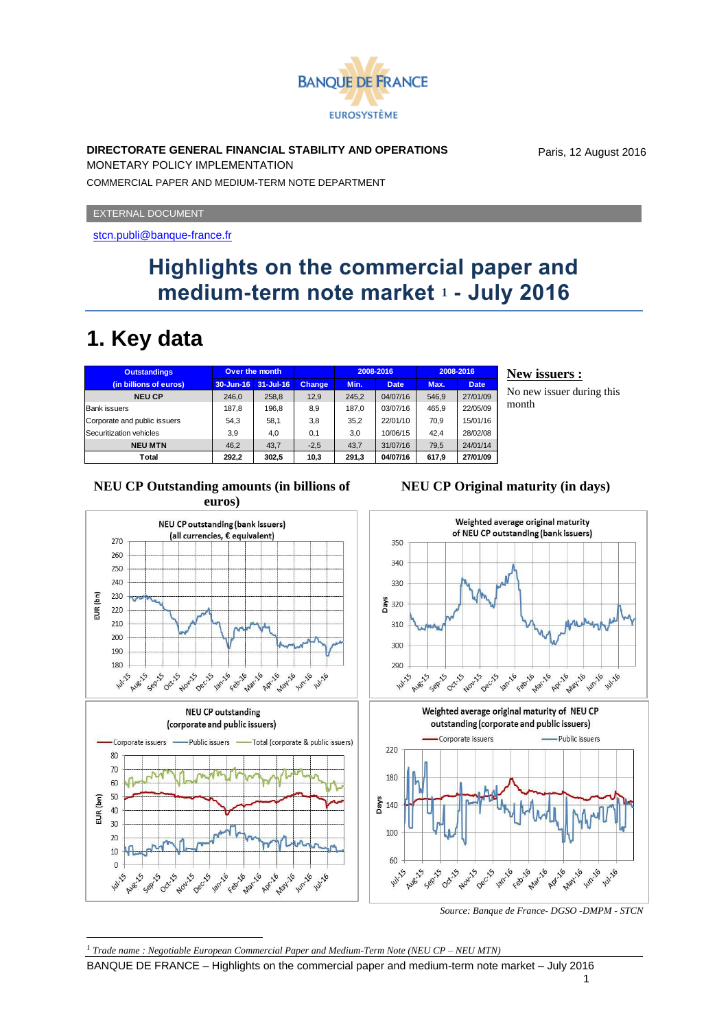**DIRECTORATE GENERAL FINANCIAL STABILITY AND OPERATIONS**

MONETARY POLICY IMPLEMENTATION

COMMERCIAL PAPER AND MEDIUM-TERM NOTE DEPARTMENT

Paris, 12 August 2016

EXTERNAL DOCUMENT

stcn.publi@banque-france.fr

# Highlights on the commercial paper and medium-term note market [1] - July 2016

## 1. Key data

| Outstandings (in billions of euros) | Over the month | | | 2008-2016 | | 2008-2016 | |
|---|---|---|---|---|---|---|---|
| | 30-Jun-16 | 31-Jul-16 | Change | Min. | Date | Max. | Date |
| **NEU CP** | 246,0 | 258,8 | 12,9 | 245,2 | 04/07/16 | 546,9 | 27/01/09 |
| Bank issuers | 187,8 | 196,8 | 8,9 | 187,0 | 03/07/16 | 465,9 | 22/05/09 |
| Corporate and public issuers | 54,3 | 58,1 | 3,8 | 35,2 | 22/01/10 | 70,9 | 15/01/16 |
| Securitization vehicles | 3,9 | 4,0 | 0,1 | 3,0 | 10/06/15 | 42,4 | 28/02/08 |
| **NEU MTN** | 46,2 | 43,7 | -2,5 | 43,7 | 31/07/16 | 79,5 | 24/01/14 |
| **Total** | 292,2 | 302,5 | 10,3 | 291,3 | 04/07/16 | 617,9 | 27/01/09 |

**New issuers :**

No new issuer during this month

**NEU CP Outstanding amounts (in billions of euros)**

**NEU CP Original maturity (in days)**

*Source: Banque de France- DGSO -DMPM - STCN*

[1] *Trade name : Negotiable European Commercial Paper and Medium-Term Note (NEU CP – NEU MTN)*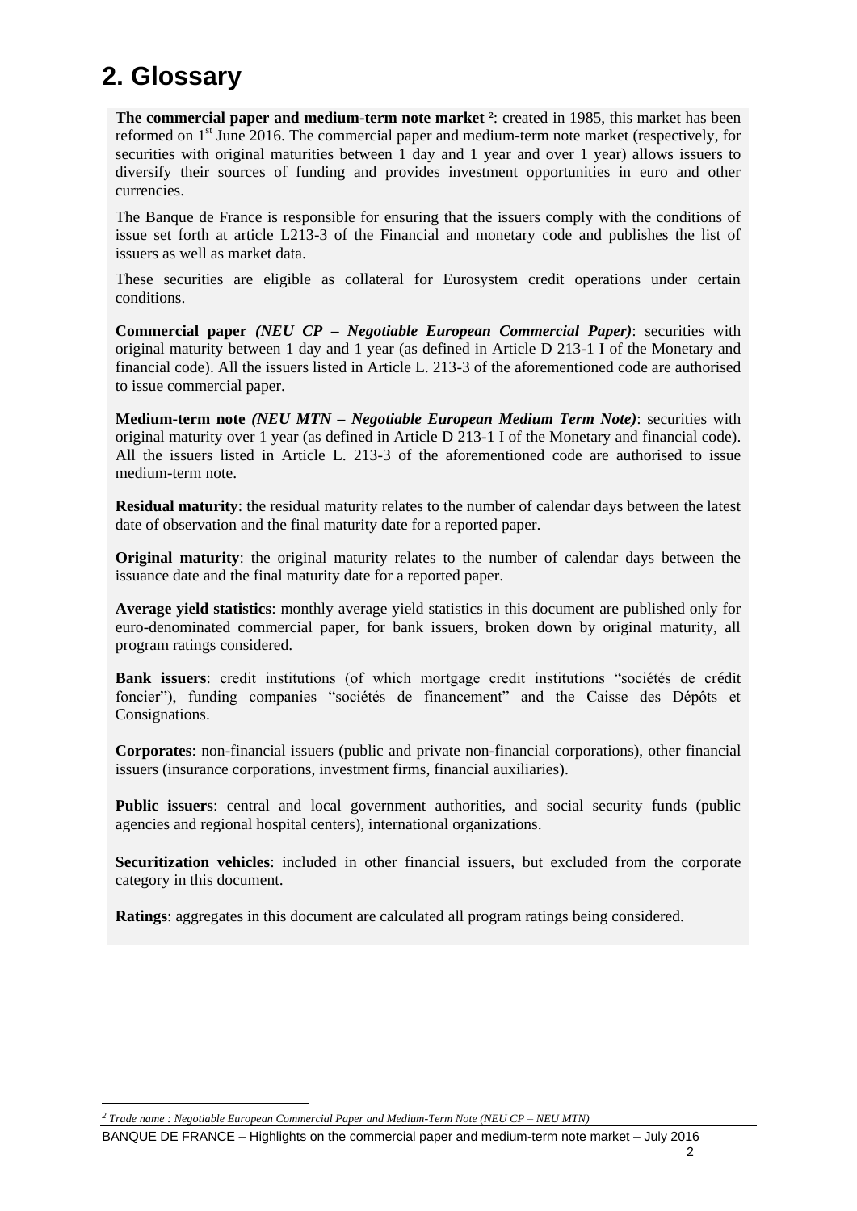# 2. Glossary

**The commercial paper and medium-term note market** [2]: created in 1985, this market has been reformed on 1st June 2016. The commercial paper and medium-term note market (respectively, for securities with original maturities between 1 day and 1 year and over 1 year) allows issuers to diversify their sources of funding and provides investment opportunities in euro and other currencies.

The Banque de France is responsible for ensuring that the issuers comply with the conditions of issue set forth at article L213-3 of the Financial and monetary code and publishes the list of issuers as well as market data.

These securities are eligible as collateral for Eurosystem credit operations under certain conditions.

**Commercial paper** ***(NEU CP – Negotiable European Commercial Paper)***: securities with original maturity between 1 day and 1 year (as defined in Article D 213-1 I of the Monetary and financial code). All the issuers listed in Article L. 213-3 of the aforementioned code are authorised to issue commercial paper.

**Medium-term note** ***(NEU MTN – Negotiable European Medium Term Note)***: securities with original maturity over 1 year (as defined in Article D 213-1 I of the Monetary and financial code). All the issuers listed in Article L. 213-3 of the aforementioned code are authorised to issue medium-term note.

**Residual maturity**: the residual maturity relates to the number of calendar days between the latest date of observation and the final maturity date for a reported paper.

**Original maturity**: the original maturity relates to the number of calendar days between the issuance date and the final maturity date for a reported paper.

**Average yield statistics**: monthly average yield statistics in this document are published only for euro-denominated commercial paper, for bank issuers, broken down by original maturity, all program ratings considered.

**Bank issuers**: credit institutions (of which mortgage credit institutions "sociétés de crédit foncier"), funding companies "sociétés de financement" and the Caisse des Dépôts et Consignations.

**Corporates**: non-financial issuers (public and private non-financial corporations), other financial issuers (insurance corporations, investment firms, financial auxiliaries).

**Public issuers**: central and local government authorities, and social security funds (public agencies and regional hospital centers), international organizations.

**Securitization vehicles**: included in other financial issuers, but excluded from the corporate category in this document.

**Ratings**: aggregates in this document are calculated all program ratings being considered.

---

[2] *Trade name : Negotiable European Commercial Paper and Medium-Term Note (NEU CP – NEU MTN)*